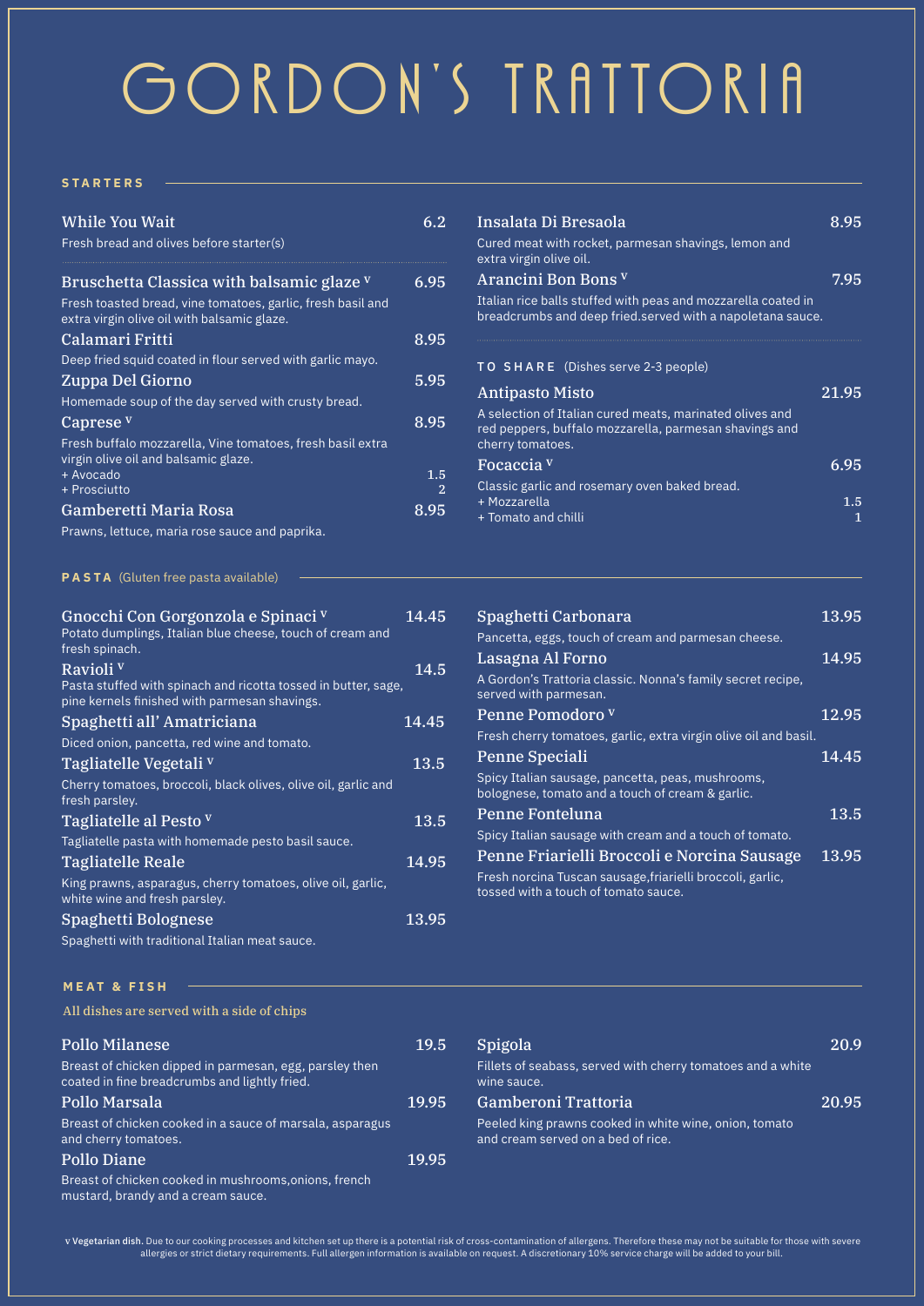# GORDON'S TRATTORIA

## STARTERS

**While You Wait** — 6.2
Fresh bread and olives before starter(s)

**Bruschetta Classica with balsamic glaze** v — 6.95
Fresh toasted bread, vine tomatoes, garlic, fresh basil and extra virgin olive oil with balsamic glaze.

**Calamari Fritti** — 8.95
Deep fried squid coated in flour served with garlic mayo.

**Zuppa Del Giorno** — 5.95
Homemade soup of the day served with crusty bread.

**Caprese** v — 8.95
Fresh buffalo mozzarella, Vine tomatoes, fresh basil extra virgin olive oil and balsamic glaze.
+ Avocado — 1.5
+ Prosciutto — 2

**Gamberetti Maria Rosa** — 8.95
Prawns, lettuce, maria rose sauce and paprika.

**Insalata Di Bresaola** — 8.95
Cured meat with rocket, parmesan shavings, lemon and extra virgin olive oil.

**Arancini Bon Bons** v — 7.95
Italian rice balls stuffed with peas and mozzarella coated in breadcrumbs and deep fried.served with a napoletana sauce.

### TO SHARE (Dishes serve 2-3 people)

**Antipasto Misto** — 21.95
A selection of Italian cured meats, marinated olives and red peppers, buffalo mozzarella, parmesan shavings and cherry tomatoes.

**Focaccia** v — 6.95
Classic garlic and rosemary oven baked bread.
+ Mozzarella — 1.5
+ Tomato and chilli — 1

## PASTA (Gluten free pasta available)

**Gnocchi Con Gorgonzola e Spinaci** v — 14.45
Potato dumplings, Italian blue cheese, touch of cream and fresh spinach.

**Ravioli** v — 14.5
Pasta stuffed with spinach and ricotta tossed in butter, sage, pine kernels finished with parmesan shavings.

**Spaghetti all' Amatriciana** — 14.45
Diced onion, pancetta, red wine and tomato.

**Tagliatelle Vegetali** v — 13.5
Cherry tomatoes, broccoli, black olives, olive oil, garlic and fresh parsley.

**Tagliatelle al Pesto** v — 13.5
Tagliatelle pasta with homemade pesto basil sauce.

**Tagliatelle Reale** — 14.95
King prawns, asparagus, cherry tomatoes, olive oil, garlic, white wine and fresh parsley.

**Spaghetti Bolognese** — 13.95
Spaghetti with traditional Italian meat sauce.

**Spaghetti Carbonara** — 13.95
Pancetta, eggs, touch of cream and parmesan cheese.

**Lasagna Al Forno** — 14.95
A Gordon's Trattoria classic. Nonna's family secret recipe, served with parmesan.

**Penne Pomodoro** v — 12.95
Fresh cherry tomatoes, garlic, extra virgin olive oil and basil.

**Penne Speciali** — 14.45
Spicy Italian sausage, pancetta, peas, mushrooms, bolognese, tomato and a touch of cream & garlic.

**Penne Fonteluna** — 13.5
Spicy Italian sausage with cream and a touch of tomato.

**Penne Friarielli Broccoli e Norcina Sausage** — 13.95
Fresh norcina Tuscan sausage,friarielli broccoli, garlic, tossed with a touch of tomato sauce.

## MEAT & FISH

All dishes are served with a side of chips

**Pollo Milanese** — 19.5
Breast of chicken dipped in parmesan, egg, parsley then coated in fine breadcrumbs and lightly fried.

**Pollo Marsala** — 19.95
Breast of chicken cooked in a sauce of marsala, asparagus and cherry tomatoes.

**Pollo Diane** — 19.95
Breast of chicken cooked in mushrooms,onions, french mustard, brandy and a cream sauce.

**Spigola** — 20.9
Fillets of seabass, served with cherry tomatoes and a white wine sauce.

**Gamberoni Trattoria** — 20.95
Peeled king prawns cooked in white wine, onion, tomato and cream served on a bed of rice.

**v Vegetarian dish.** Due to our cooking processes and kitchen set up there is a potential risk of cross-contamination of allergens. Therefore these may not be suitable for those with severe allergies or strict dietary requirements. Full allergen information is available on request. A discretionary 10% service charge will be added to your bill.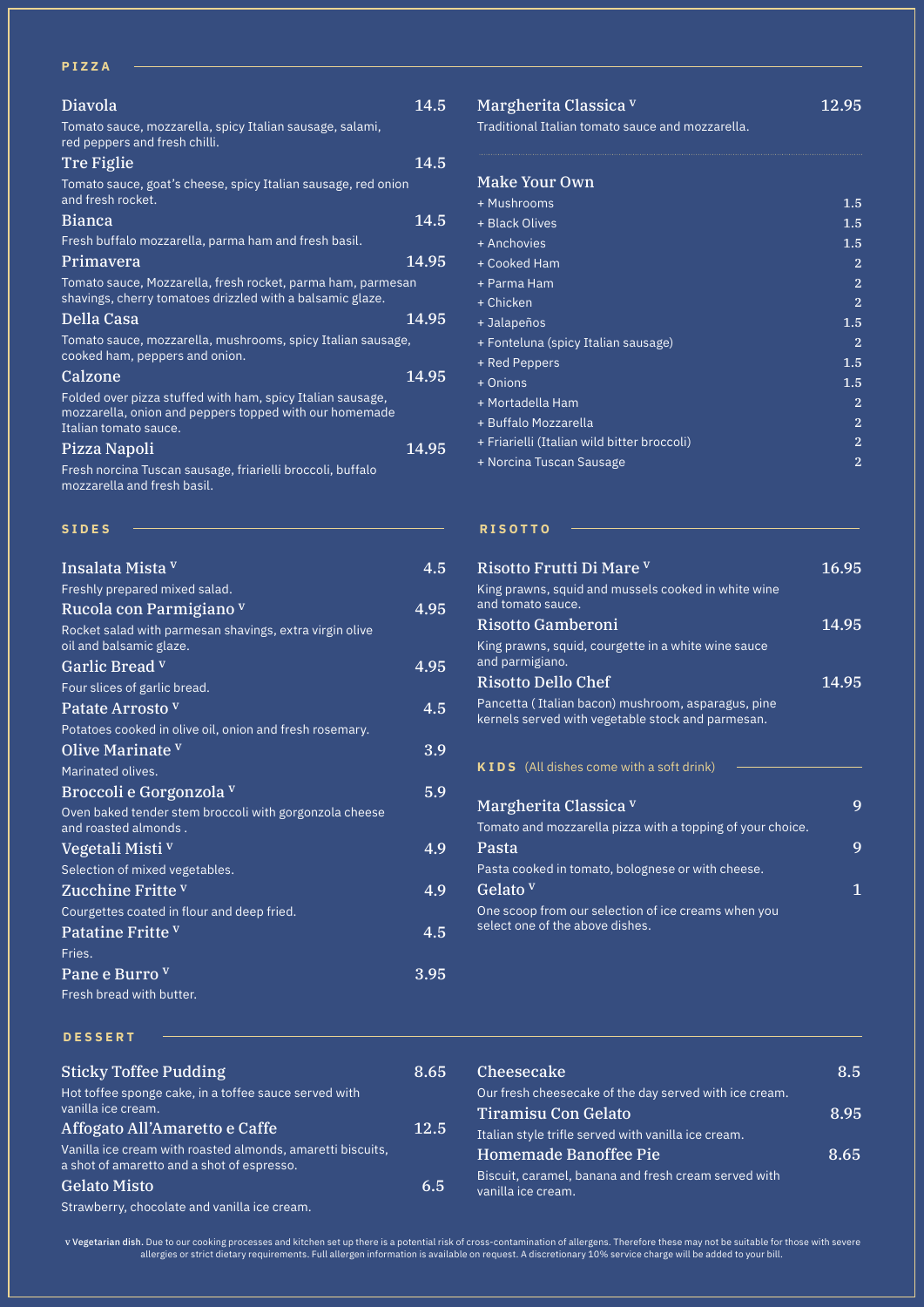## PIZZA

**Diavola** 14.5
Tomato sauce, mozzarella, spicy Italian sausage, salami, red peppers and fresh chilli.

**Tre Figlie** 14.5
Tomato sauce, goat's cheese, spicy Italian sausage, red onion and fresh rocket.

**Bianca** 14.5
Fresh buffalo mozzarella, parma ham and fresh basil.

**Primavera** 14.95
Tomato sauce, Mozzarella, fresh rocket, parma ham, parmesan shavings, cherry tomatoes drizzled with a balsamic glaze.

**Della Casa** 14.95
Tomato sauce, mozzarella, mushrooms, spicy Italian sausage, cooked ham, peppers and onion.

**Calzone** 14.95
Folded over pizza stuffed with ham, spicy Italian sausage, mozzarella, onion and peppers topped with our homemade Italian tomato sauce.

**Pizza Napoli** 14.95
Fresh norcina Tuscan sausage, friarielli broccoli, buffalo mozzarella and fresh basil.

**Margherita Classica** v 12.95
Traditional Italian tomato sauce and mozzarella.

### Make Your Own

| | |
|---|---|
| + Mushrooms | 1.5 |
| + Black Olives | 1.5 |
| + Anchovies | 1.5 |
| + Cooked Ham | 2 |
| + Parma Ham | 2 |
| + Chicken | 2 |
| + Jalapeños | 1.5 |
| + Fonteluna (spicy Italian sausage) | 2 |
| + Red Peppers | 1.5 |
| + Onions | 1.5 |
| + Mortadella Ham | 2 |
| + Buffalo Mozzarella | 2 |
| + Friarielli (Italian wild bitter broccoli) | 2 |
| + Norcina Tuscan Sausage | 2 |

## SIDES

**Insalata Mista** v 4.5
Freshly prepared mixed salad.

**Rucola con Parmigiano** v 4.95
Rocket salad with parmesan shavings, extra virgin olive oil and balsamic glaze.

**Garlic Bread** v 4.95
Four slices of garlic bread.

**Patate Arrosto** v 4.5
Potatoes cooked in olive oil, onion and fresh rosemary.

**Olive Marinate** v 3.9
Marinated olives.

**Broccoli e Gorgonzola** v 5.9
Oven baked tender stem broccoli with gorgonzola cheese and roasted almonds .

**Vegetali Misti** v 4.9
Selection of mixed vegetables.

**Zucchine Fritte** v 4.9
Courgettes coated in flour and deep fried.

**Patatine Fritte** v 4.5
Fries.

**Pane e Burro** v 3.95
Fresh bread with butter.

## RISOTTO

**Risotto Frutti Di Mare** v 16.95
King prawns, squid and mussels cooked in white wine and tomato sauce.

**Risotto Gamberoni** 14.95
King prawns, squid, courgette in a white wine sauce and parmigiano.

**Risotto Dello Chef** 14.95
Pancetta ( Italian bacon) mushroom, asparagus, pine kernels served with vegetable stock and parmesan.

## KIDS (All dishes come with a soft drink)

**Margherita Classica** v 9
Tomato and mozzarella pizza with a topping of your choice.

**Pasta** 9
Pasta cooked in tomato, bolognese or with cheese.

**Gelato** v 1
One scoop from our selection of ice creams when you select one of the above dishes.

## DESSERT

**Sticky Toffee Pudding** 8.65
Hot toffee sponge cake, in a toffee sauce served with vanilla ice cream.

**Affogato All'Amaretto e Caffe** 12.5
Vanilla ice cream with roasted almonds, amaretti biscuits, a shot of amaretto and a shot of espresso.

**Gelato Misto** 6.5
Strawberry, chocolate and vanilla ice cream.

**Cheesecake** 8.5
Our fresh cheesecake of the day served with ice cream.

**Tiramisu Con Gelato** 8.95
Italian style trifle served with vanilla ice cream.

**Homemade Banoffee Pie** 8.65
Biscuit, caramel, banana and fresh cream served with vanilla ice cream.

**v Vegetarian dish.** Due to our cooking processes and kitchen set up there is a potential risk of cross-contamination of allergens. Therefore these may not be suitable for those with severe allergies or strict dietary requirements. Full allergen information is available on request. A discretionary 10% service charge will be added to your bill.